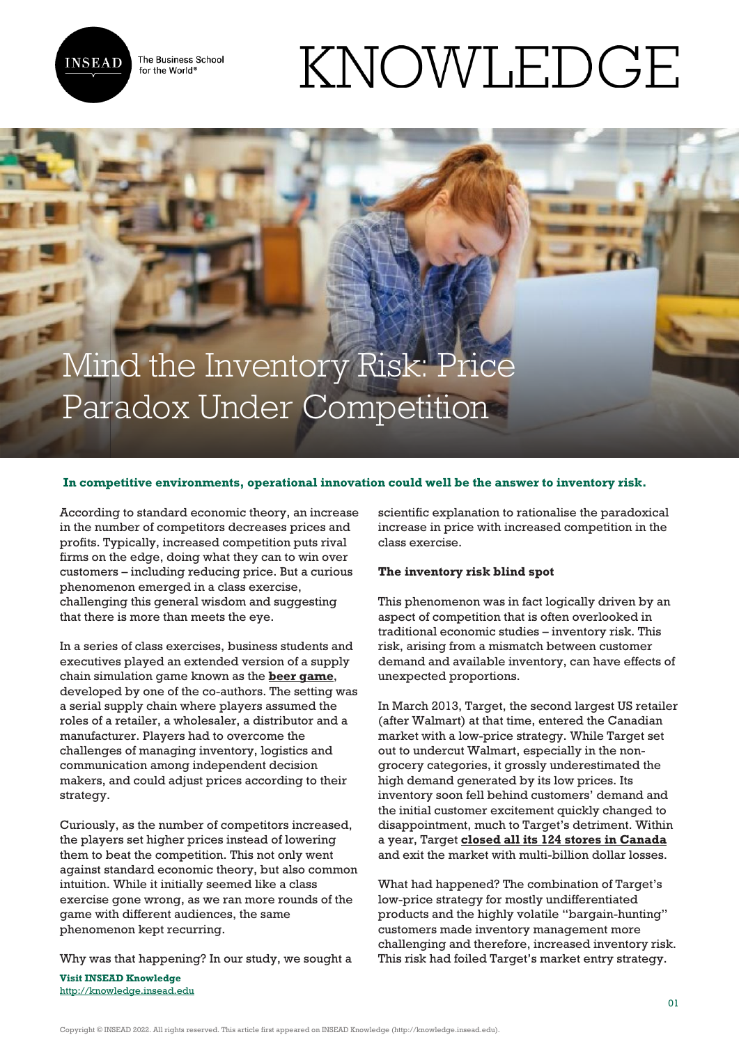# Mind the Inventory Risk: Price Paradox Under Competition

**In competitive environments, operational innovation could well be the answer to inventory risk.**

According to standard economic theory, an increase in the number of competitors decreases prices and profits. Typically, increased competition puts rival firms on the edge, doing what they can to win over customers – including reducing price. But a curious phenomenon emerged in a class exercise, challenging this general wisdom and suggesting that there is more than meets the eye.

In a series of class exercises, business students and executives played an extended version of a supply chain simulation game known as the **beer game**, developed by one of the co-authors. The setting was a serial supply chain where players assumed the roles of a retailer, a wholesaler, a distributor and a manufacturer. Players had to overcome the challenges of managing inventory, logistics and communication among independent decision makers, and could adjust prices according to their strategy.

Curiously, as the number of competitors increased, the players set higher prices instead of lowering them to beat the competition. This not only went against standard economic theory, but also common intuition. While it initially seemed like a class exercise gone wrong, as we ran more rounds of the game with different audiences, the same phenomenon kept recurring.

Why was that happening? In our study, we sought a scientific explanation to rationalise the paradoxical increase in price with increased competition in the class exercise.

**The inventory risk blind spot**

This phenomenon was in fact logically driven by an aspect of competition that is often overlooked in traditional economic studies – inventory risk. This risk, arising from a mismatch between customer demand and available inventory, can have effects of unexpected proportions.

In March 2013, Target, the second largest US retailer (after Walmart) at that time, entered the Canadian market with a low-price strategy. While Target set out to undercut Walmart, especially in the non-grocery categories, it grossly underestimated the high demand generated by its low prices. Its inventory soon fell behind customers' demand and the initial customer excitement quickly changed to disappointment, much to Target's detriment. Within a year, Target **closed all its 124 stores in Canada** and exit the market with multi-billion dollar losses.

What had happened? The combination of Target's low-price strategy for mostly undifferentiated products and the highly volatile "bargain-hunting" customers made inventory management more challenging and therefore, increased inventory risk. This risk had foiled Target's market entry strategy.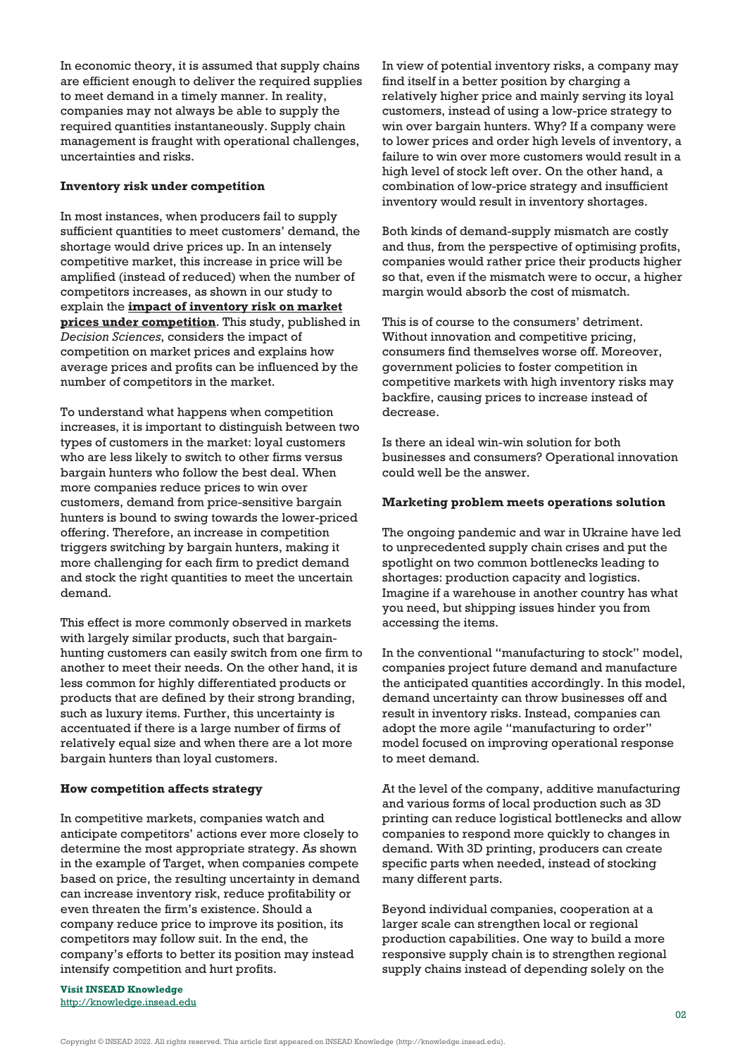In economic theory, it is assumed that supply chains are efficient enough to deliver the required supplies to meet demand in a timely manner. In reality, companies may not always be able to supply the required quantities instantaneously. Supply chain management is fraught with operational challenges, uncertainties and risks.

**Inventory risk under competition**

In most instances, when producers fail to supply sufficient quantities to meet customers' demand, the shortage would drive prices up. In an intensely competitive market, this increase in price will be amplified (instead of reduced) when the number of competitors increases, as shown in our study to explain the **impact of inventory risk on market prices under competition**. This study, published in *Decision Sciences*, considers the impact of competition on market prices and explains how average prices and profits can be influenced by the number of competitors in the market.

To understand what happens when competition increases, it is important to distinguish between two types of customers in the market: loyal customers who are less likely to switch to other firms versus bargain hunters who follow the best deal. When more companies reduce prices to win over customers, demand from price-sensitive bargain hunters is bound to swing towards the lower-priced offering. Therefore, an increase in competition triggers switching by bargain hunters, making it more challenging for each firm to predict demand and stock the right quantities to meet the uncertain demand.

This effect is more commonly observed in markets with largely similar products, such that bargain-hunting customers can easily switch from one firm to another to meet their needs. On the other hand, it is less common for highly differentiated products or products that are defined by their strong branding, such as luxury items. Further, this uncertainty is accentuated if there is a large number of firms of relatively equal size and when there are a lot more bargain hunters than loyal customers.

**How competition affects strategy**

In competitive markets, companies watch and anticipate competitors' actions ever more closely to determine the most appropriate strategy. As shown in the example of Target, when companies compete based on price, the resulting uncertainty in demand can increase inventory risk, reduce profitability or even threaten the firm's existence. Should a company reduce price to improve its position, its competitors may follow suit. In the end, the company's efforts to better its position may instead intensify competition and hurt profits.

In view of potential inventory risks, a company may find itself in a better position by charging a relatively higher price and mainly serving its loyal customers, instead of using a low-price strategy to win over bargain hunters. Why? If a company were to lower prices and order high levels of inventory, a failure to win over more customers would result in a high level of stock left over. On the other hand, a combination of low-price strategy and insufficient inventory would result in inventory shortages.

Both kinds of demand-supply mismatch are costly and thus, from the perspective of optimising profits, companies would rather price their products higher so that, even if the mismatch were to occur, a higher margin would absorb the cost of mismatch.

This is of course to the consumers' detriment. Without innovation and competitive pricing, consumers find themselves worse off. Moreover, government policies to foster competition in competitive markets with high inventory risks may backfire, causing prices to increase instead of decrease.

Is there an ideal win-win solution for both businesses and consumers? Operational innovation could well be the answer.

**Marketing problem meets operations solution**

The ongoing pandemic and war in Ukraine have led to unprecedented supply chain crises and put the spotlight on two common bottlenecks leading to shortages: production capacity and logistics. Imagine if a warehouse in another country has what you need, but shipping issues hinder you from accessing the items.

In the conventional "manufacturing to stock" model, companies project future demand and manufacture the anticipated quantities accordingly. In this model, demand uncertainty can throw businesses off and result in inventory risks. Instead, companies can adopt the more agile "manufacturing to order" model focused on improving operational response to meet demand.

At the level of the company, additive manufacturing and various forms of local production such as 3D printing can reduce logistical bottlenecks and allow companies to respond more quickly to changes in demand. With 3D printing, producers can create specific parts when needed, instead of stocking many different parts.

Beyond individual companies, cooperation at a larger scale can strengthen local or regional production capabilities. One way to build a more responsive supply chain is to strengthen regional supply chains instead of depending solely on the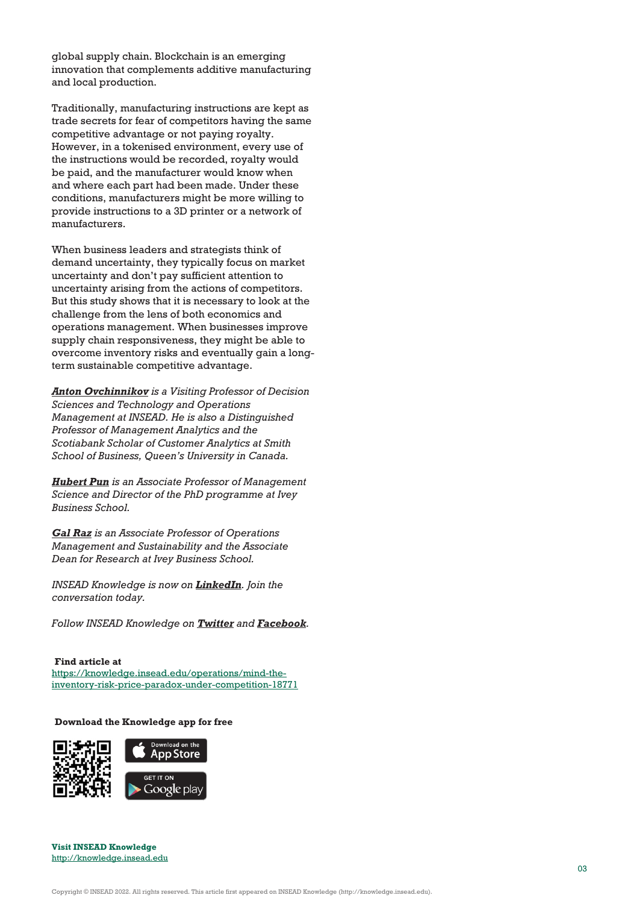global supply chain. Blockchain is an emerging innovation that complements additive manufacturing and local production.

Traditionally, manufacturing instructions are kept as trade secrets for fear of competitors having the same competitive advantage or not paying royalty. However, in a tokenised environment, every use of the instructions would be recorded, royalty would be paid, and the manufacturer would know when and where each part had been made. Under these conditions, manufacturers might be more willing to provide instructions to a 3D printer or a network of manufacturers.

When business leaders and strategists think of demand uncertainty, they typically focus on market uncertainty and don't pay sufficient attention to uncertainty arising from the actions of competitors. But this study shows that it is necessary to look at the challenge from the lens of both economics and operations management. When businesses improve supply chain responsiveness, they might be able to overcome inventory risks and eventually gain a long-term sustainable competitive advantage.

*__Anton Ovchinnikov__ is a Visiting Professor of Decision Sciences and Technology and Operations Management at INSEAD. He is also a Distinguished Professor of Management Analytics and the Scotiabank Scholar of Customer Analytics at Smith School of Business, Queen's University in Canada.*

*__Hubert Pun__ is an Associate Professor of Management Science and Director of the PhD programme at Ivey Business School.*

*__Gal Raz__ is an Associate Professor of Operations Management and Sustainability and the Associate Dean for Research at Ivey Business School.*

*INSEAD Knowledge is now on __LinkedIn__. Join the conversation today.*

*Follow INSEAD Knowledge on __Twitter__ and __Facebook__.*

**Find article at**
https://knowledge.insead.edu/operations/mind-the-inventory-risk-price-paradox-under-competition-18771

**Download the Knowledge app for free**

**Visit INSEAD Knowledge**
http://knowledge.insead.edu

Copyright © INSEAD 2022. All rights reserved. This article first appeared on INSEAD Knowledge (http://knowledge.insead.edu).